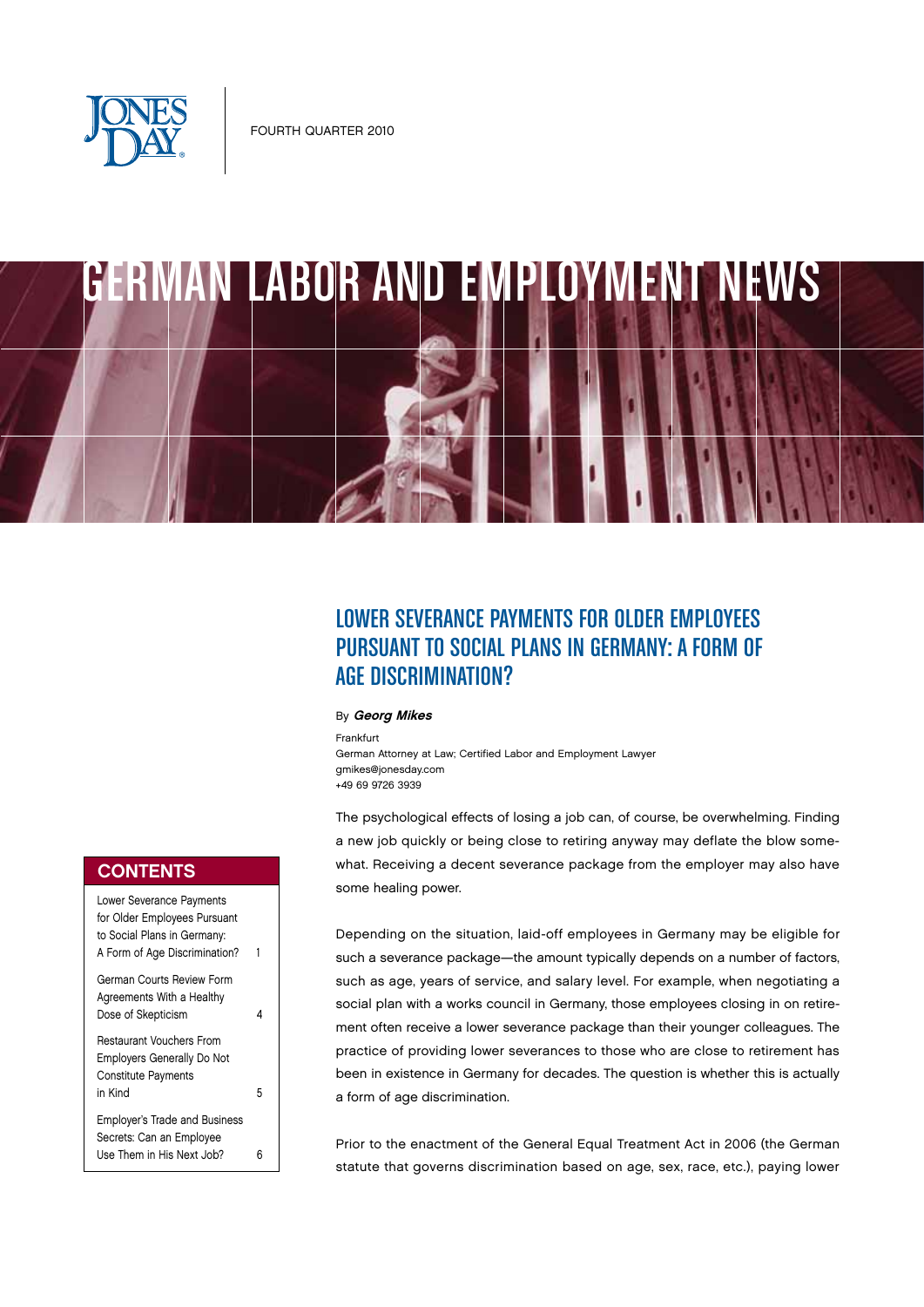FOURTH QUARTER 2010

# GERMAN LABOR AND EMPLOYMENT NEWS

## CONTENTS

| | |
|---|---|
| Lower Severance Payments for Older Employees Pursuant to Social Plans in Germany: A Form of Age Discrimination? | 1 |
| German Courts Review Form Agreements With a Healthy Dose of Skepticism | 4 |
| Restaurant Vouchers From Employers Generally Do Not Constitute Payments in Kind | 5 |
| Employer's Trade and Business Secrets: Can an Employee Use Them in His Next Job? | 6 |

## LOWER SEVERANCE PAYMENTS FOR OLDER EMPLOYEES PURSUANT TO SOCIAL PLANS IN GERMANY: A FORM OF AGE DISCRIMINATION?

By ***Georg Mikes***

Frankfurt
German Attorney at Law; Certified Labor and Employment Lawyer
gmikes@jonesday.com
+49 69 9726 3939

The psychological effects of losing a job can, of course, be overwhelming. Finding a new job quickly or being close to retiring anyway may deflate the blow somewhat. Receiving a decent severance package from the employer may also have some healing power.

Depending on the situation, laid-off employees in Germany may be eligible for such a severance package—the amount typically depends on a number of factors, such as age, years of service, and salary level. For example, when negotiating a social plan with a works council in Germany, those employees closing in on retirement often receive a lower severance package than their younger colleagues. The practice of providing lower severances to those who are close to retirement has been in existence in Germany for decades. The question is whether this is actually a form of age discrimination.

Prior to the enactment of the General Equal Treatment Act in 2006 (the German statute that governs discrimination based on age, sex, race, etc.), paying lower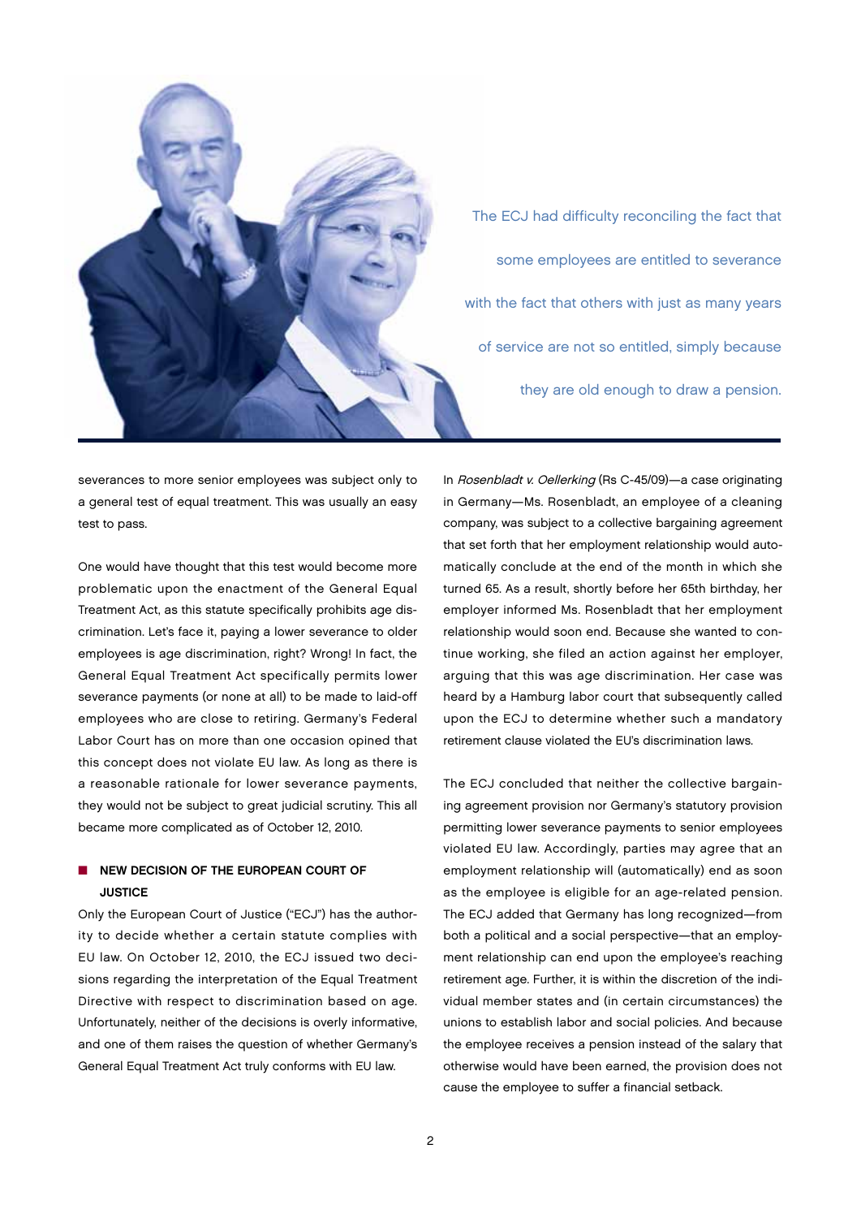> The ECJ had difficulty reconciling the fact that some employees are entitled to severance with the fact that others with just as many years of service are not so entitled, simply because they are old enough to draw a pension.

severances to more senior employees was subject only to a general test of equal treatment. This was usually an easy test to pass.

One would have thought that this test would become more problematic upon the enactment of the General Equal Treatment Act, as this statute specifically prohibits age discrimination. Let's face it, paying a lower severance to older employees is age discrimination, right? Wrong! In fact, the General Equal Treatment Act specifically permits lower severance payments (or none at all) to be made to laid-off employees who are close to retiring. Germany's Federal Labor Court has on more than one occasion opined that this concept does not violate EU law. As long as there is a reasonable rationale for lower severance payments, they would not be subject to great judicial scrutiny. This all became more complicated as of October 12, 2010.

## NEW DECISION OF THE EUROPEAN COURT OF JUSTICE

Only the European Court of Justice ("ECJ") has the authority to decide whether a certain statute complies with EU law. On October 12, 2010, the ECJ issued two decisions regarding the interpretation of the Equal Treatment Directive with respect to discrimination based on age. Unfortunately, neither of the decisions is overly informative, and one of them raises the question of whether Germany's General Equal Treatment Act truly conforms with EU law.

In *Rosenbladt v. Oellerking* (Rs C-45/09)—a case originating in Germany—Ms. Rosenbladt, an employee of a cleaning company, was subject to a collective bargaining agreement that set forth that her employment relationship would automatically conclude at the end of the month in which she turned 65. As a result, shortly before her 65th birthday, her employer informed Ms. Rosenbladt that her employment relationship would soon end. Because she wanted to continue working, she filed an action against her employer, arguing that this was age discrimination. Her case was heard by a Hamburg labor court that subsequently called upon the ECJ to determine whether such a mandatory retirement clause violated the EU's discrimination laws.

The ECJ concluded that neither the collective bargaining agreement provision nor Germany's statutory provision permitting lower severance payments to senior employees violated EU law. Accordingly, parties may agree that an employment relationship will (automatically) end as soon as the employee is eligible for an age-related pension. The ECJ added that Germany has long recognized—from both a political and a social perspective—that an employment relationship can end upon the employee's reaching retirement age. Further, it is within the discretion of the individual member states and (in certain circumstances) the unions to establish labor and social policies. And because the employee receives a pension instead of the salary that otherwise would have been earned, the provision does not cause the employee to suffer a financial setback.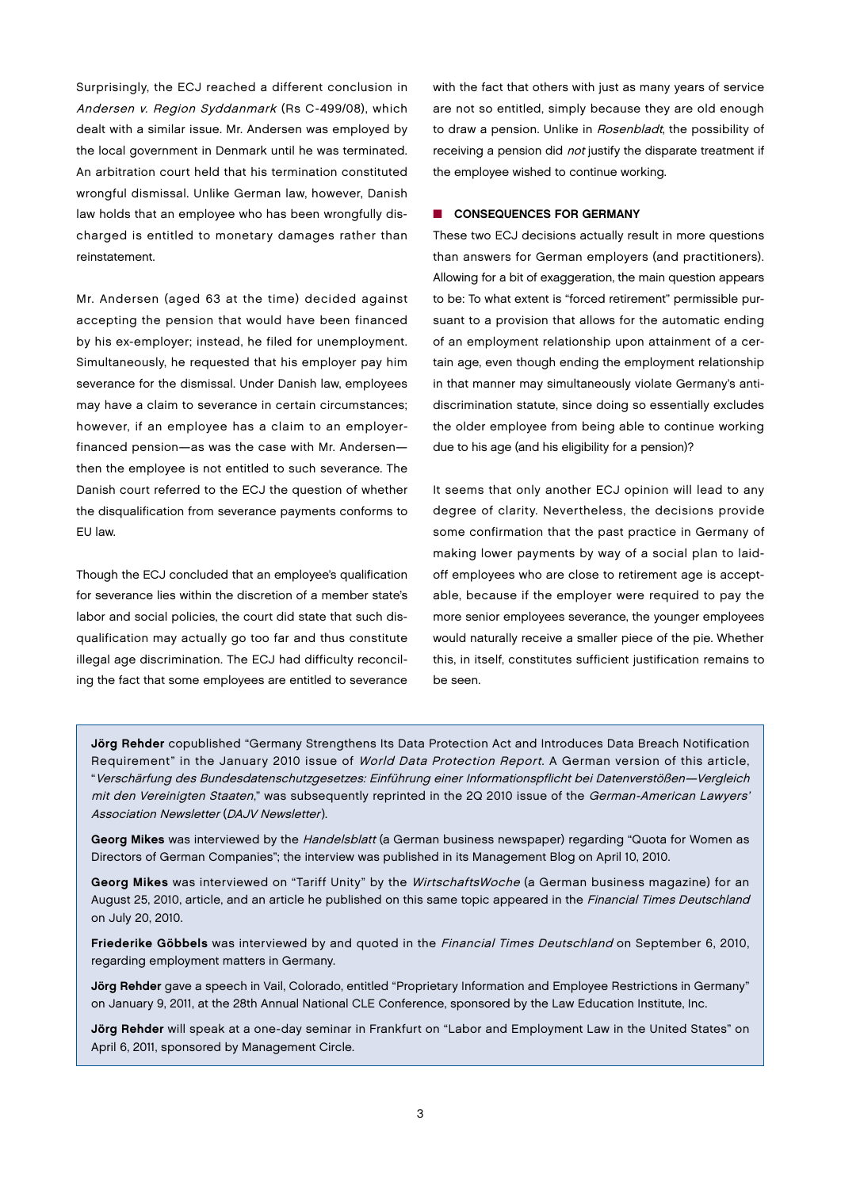Surprisingly, the ECJ reached a different conclusion in *Andersen v. Region Syddanmark* (Rs C-499/08), which dealt with a similar issue. Mr. Andersen was employed by the local government in Denmark until he was terminated. An arbitration court held that his termination constituted wrongful dismissal. Unlike German law, however, Danish law holds that an employee who has been wrongfully discharged is entitled to monetary damages rather than reinstatement.

Mr. Andersen (aged 63 at the time) decided against accepting the pension that would have been financed by his ex-employer; instead, he filed for unemployment. Simultaneously, he requested that his employer pay him severance for the dismissal. Under Danish law, employees may have a claim to severance in certain circumstances; however, if an employee has a claim to an employer-financed pension—as was the case with Mr. Andersen—then the employee is not entitled to such severance. The Danish court referred to the ECJ the question of whether the disqualification from severance payments conforms to EU law.

Though the ECJ concluded that an employee's qualification for severance lies within the discretion of a member state's labor and social policies, the court did state that such disqualification may actually go too far and thus constitute illegal age discrimination. The ECJ had difficulty reconciling the fact that some employees are entitled to severance with the fact that others with just as many years of service are not so entitled, simply because they are old enough to draw a pension. Unlike in *Rosenbladt*, the possibility of receiving a pension did *not* justify the disparate treatment if the employee wished to continue working.

## CONSEQUENCES FOR GERMANY

These two ECJ decisions actually result in more questions than answers for German employers (and practitioners). Allowing for a bit of exaggeration, the main question appears to be: To what extent is "forced retirement" permissible pursuant to a provision that allows for the automatic ending of an employment relationship upon attainment of a certain age, even though ending the employment relationship in that manner may simultaneously violate Germany's anti-discrimination statute, since doing so essentially excludes the older employee from being able to continue working due to his age (and his eligibility for a pension)?

It seems that only another ECJ opinion will lead to any degree of clarity. Nevertheless, the decisions provide some confirmation that the past practice in Germany of making lower payments by way of a social plan to laid-off employees who are close to retirement age is acceptable, because if the employer were required to pay the more senior employees severance, the younger employees would naturally receive a smaller piece of the pie. Whether this, in itself, constitutes sufficient justification remains to be seen.

**Jörg Rehder** copublished "Germany Strengthens Its Data Protection Act and Introduces Data Breach Notification Requirement" in the January 2010 issue of *World Data Protection Report*. A German version of this article, "*Verschärfung des Bundesdatenschutzgesetzes: Einführung einer Informationspflicht bei Datenverstößen—Vergleich mit den Vereinigten Staaten*," was subsequently reprinted in the 2Q 2010 issue of the *German-American Lawyers' Association Newsletter* (*DAJV Newsletter*).

**Georg Mikes** was interviewed by the *Handelsblatt* (a German business newspaper) regarding "Quota for Women as Directors of German Companies"; the interview was published in its Management Blog on April 10, 2010.

**Georg Mikes** was interviewed on "Tariff Unity" by the *WirtschaftsWoche* (a German business magazine) for an August 25, 2010, article, and an article he published on this same topic appeared in the *Financial Times Deutschland* on July 20, 2010.

**Friederike Göbbels** was interviewed by and quoted in the *Financial Times Deutschland* on September 6, 2010, regarding employment matters in Germany.

**Jörg Rehder** gave a speech in Vail, Colorado, entitled "Proprietary Information and Employee Restrictions in Germany" on January 9, 2011, at the 28th Annual National CLE Conference, sponsored by the Law Education Institute, Inc.

**Jörg Rehder** will speak at a one-day seminar in Frankfurt on "Labor and Employment Law in the United States" on April 6, 2011, sponsored by Management Circle.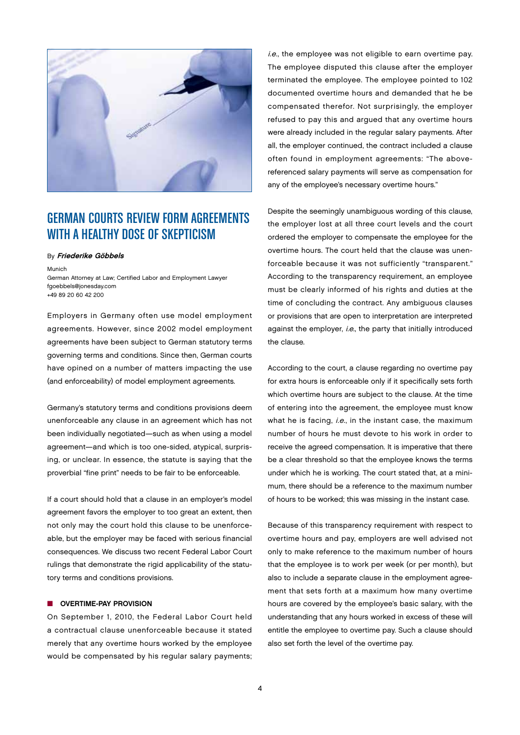# GERMAN COURTS REVIEW FORM AGREEMENTS WITH A HEALTHY DOSE OF SKEPTICISM

By ***Friederike Göbbels***

Munich
German Attorney at Law; Certified Labor and Employment Lawyer
fgoebbels@jonesday.com
+49 89 20 60 42 200

Employers in Germany often use model employment agreements. However, since 2002 model employment agreements have been subject to German statutory terms governing terms and conditions. Since then, German courts have opined on a number of matters impacting the use (and enforceability) of model employment agreements.

Germany's statutory terms and conditions provisions deem unenforceable any clause in an agreement which has not been individually negotiated—such as when using a model agreement—and which is too one-sided, atypical, surprising, or unclear. In essence, the statute is saying that the proverbial "fine print" needs to be fair to be enforceable.

If a court should hold that a clause in an employer's model agreement favors the employer to too great an extent, then not only may the court hold this clause to be unenforceable, but the employer may be faced with serious financial consequences. We discuss two recent Federal Labor Court rulings that demonstrate the rigid applicability of the statutory terms and conditions provisions.

## OVERTIME-PAY PROVISION

On September 1, 2010, the Federal Labor Court held a contractual clause unenforceable because it stated merely that any overtime hours worked by the employee would be compensated by his regular salary payments; *i.e.*, the employee was not eligible to earn overtime pay. The employee disputed this clause after the employer terminated the employee. The employee pointed to 102 documented overtime hours and demanded that he be compensated therefor. Not surprisingly, the employer refused to pay this and argued that any overtime hours were already included in the regular salary payments. After all, the employer continued, the contract included a clause often found in employment agreements: "The above-referenced salary payments will serve as compensation for any of the employee's necessary overtime hours."

Despite the seemingly unambiguous wording of this clause, the employer lost at all three court levels and the court ordered the employer to compensate the employee for the overtime hours. The court held that the clause was unenforceable because it was not sufficiently "transparent." According to the transparency requirement, an employee must be clearly informed of his rights and duties at the time of concluding the contract. Any ambiguous clauses or provisions that are open to interpretation are interpreted against the employer, *i.e.*, the party that initially introduced the clause.

According to the court, a clause regarding no overtime pay for extra hours is enforceable only if it specifically sets forth which overtime hours are subject to the clause. At the time of entering into the agreement, the employee must know what he is facing, *i.e.*, in the instant case, the maximum number of hours he must devote to his work in order to receive the agreed compensation. It is imperative that there be a clear threshold so that the employee knows the terms under which he is working. The court stated that, at a minimum, there should be a reference to the maximum number of hours to be worked; this was missing in the instant case.

Because of this transparency requirement with respect to overtime hours and pay, employers are well advised not only to make reference to the maximum number of hours that the employee is to work per week (or per month), but also to include a separate clause in the employment agreement that sets forth at a maximum how many overtime hours are covered by the employee's basic salary, with the understanding that any hours worked in excess of these will entitle the employee to overtime pay. Such a clause should also set forth the level of the overtime pay.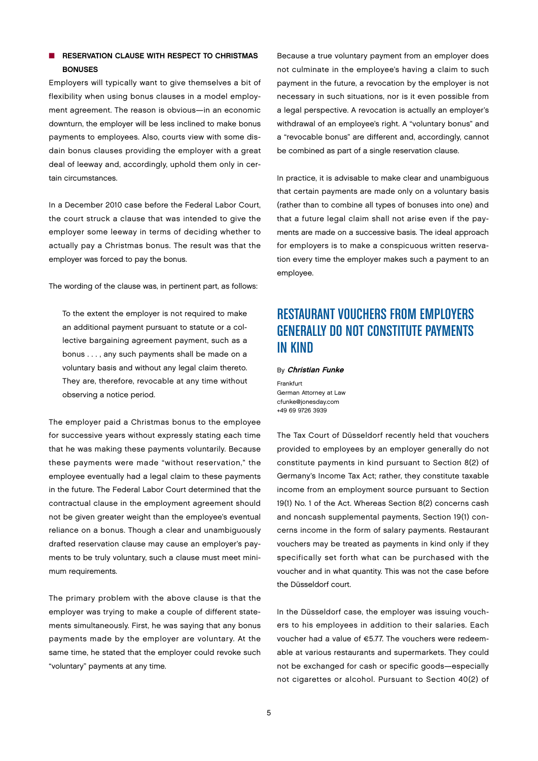### RESERVATION CLAUSE WITH RESPECT TO CHRISTMAS BONUSES

Employers will typically want to give themselves a bit of flexibility when using bonus clauses in a model employment agreement. The reason is obvious—in an economic downturn, the employer will be less inclined to make bonus payments to employees. Also, courts view with some disdain bonus clauses providing the employer with a great deal of leeway and, accordingly, uphold them only in certain circumstances.

In a December 2010 case before the Federal Labor Court, the court struck a clause that was intended to give the employer some leeway in terms of deciding whether to actually pay a Christmas bonus. The result was that the employer was forced to pay the bonus.

The wording of the clause was, in pertinent part, as follows:

> To the extent the employer is not required to make an additional payment pursuant to statute or a collective bargaining agreement payment, such as a bonus . . . , any such payments shall be made on a voluntary basis and without any legal claim thereto. They are, therefore, revocable at any time without observing a notice period.

The employer paid a Christmas bonus to the employee for successive years without expressly stating each time that he was making these payments voluntarily. Because these payments were made "without reservation," the employee eventually had a legal claim to these payments in the future. The Federal Labor Court determined that the contractual clause in the employment agreement should not be given greater weight than the employee's eventual reliance on a bonus. Though a clear and unambiguously drafted reservation clause may cause an employer's payments to be truly voluntary, such a clause must meet minimum requirements.

The primary problem with the above clause is that the employer was trying to make a couple of different statements simultaneously. First, he was saying that any bonus payments made by the employer are voluntary. At the same time, he stated that the employer could revoke such "voluntary" payments at any time.

Because a true voluntary payment from an employer does not culminate in the employee's having a claim to such payment in the future, a revocation by the employer is not necessary in such situations, nor is it even possible from a legal perspective. A revocation is actually an employer's withdrawal of an employee's right. A "voluntary bonus" and a "revocable bonus" are different and, accordingly, cannot be combined as part of a single reservation clause.

In practice, it is advisable to make clear and unambiguous that certain payments are made only on a voluntary basis (rather than to combine all types of bonuses into one) and that a future legal claim shall not arise even if the payments are made on a successive basis. The ideal approach for employers is to make a conspicuous written reservation every time the employer makes such a payment to an employee.

## RESTAURANT VOUCHERS FROM EMPLOYERS GENERALLY DO NOT CONSTITUTE PAYMENTS IN KIND

By ***Christian Funke***

Frankfurt
German Attorney at Law
cfunke@jonesday.com
+49 69 9726 3939

The Tax Court of Düsseldorf recently held that vouchers provided to employees by an employer generally do not constitute payments in kind pursuant to Section 8(2) of Germany's Income Tax Act; rather, they constitute taxable income from an employment source pursuant to Section 19(1) No. 1 of the Act. Whereas Section 8(2) concerns cash and noncash supplemental payments, Section 19(1) concerns income in the form of salary payments. Restaurant vouchers may be treated as payments in kind only if they specifically set forth what can be purchased with the voucher and in what quantity. This was not the case before the Düsseldorf court.

In the Düsseldorf case, the employer was issuing vouchers to his employees in addition to their salaries. Each voucher had a value of €5.77. The vouchers were redeemable at various restaurants and supermarkets. They could not be exchanged for cash or specific goods—especially not cigarettes or alcohol. Pursuant to Section 40(2) of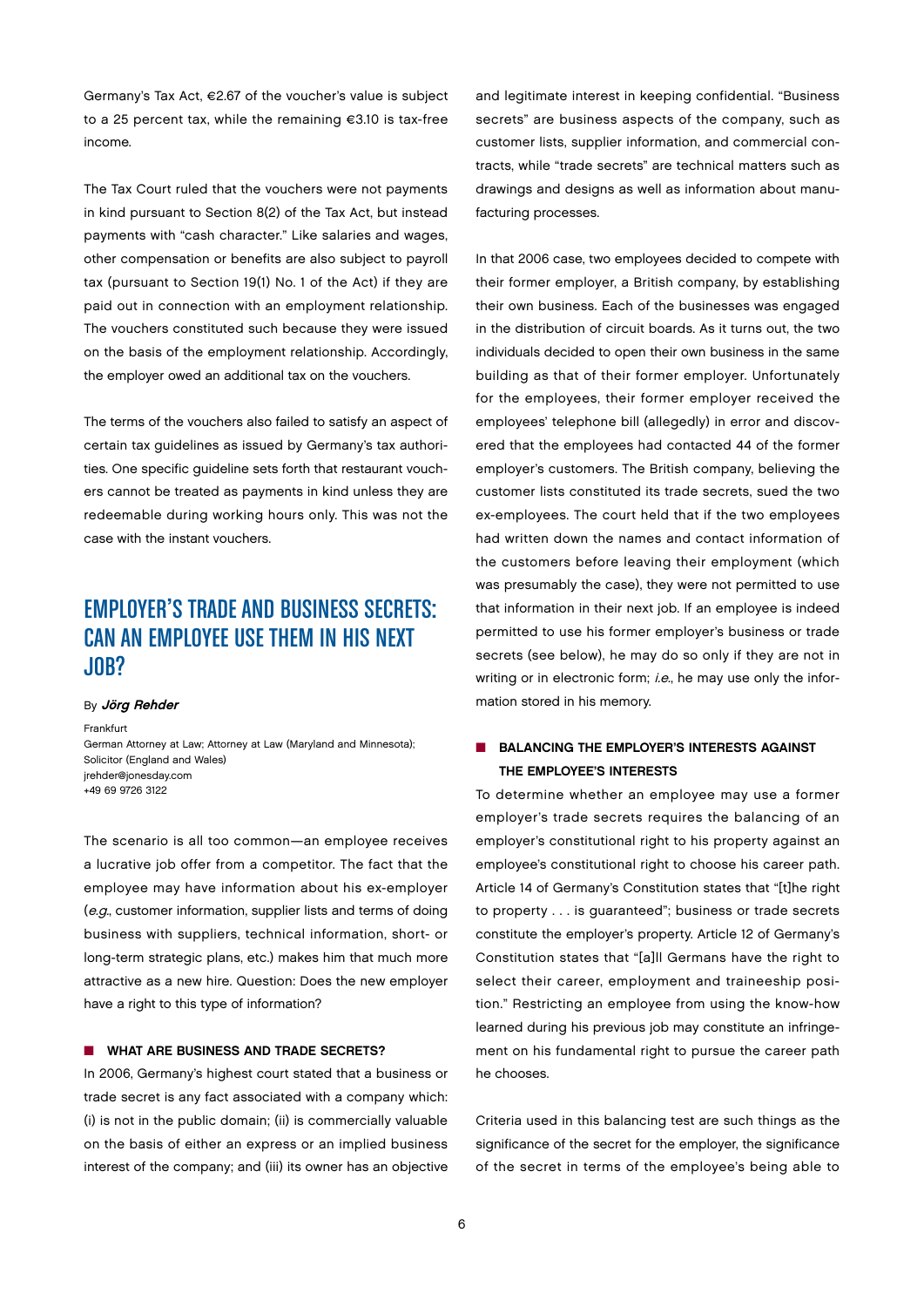Germany's Tax Act, €2.67 of the voucher's value is subject to a 25 percent tax, while the remaining €3.10 is tax-free income.

The Tax Court ruled that the vouchers were not payments in kind pursuant to Section 8(2) of the Tax Act, but instead payments with "cash character." Like salaries and wages, other compensation or benefits are also subject to payroll tax (pursuant to Section 19(1) No. 1 of the Act) if they are paid out in connection with an employment relationship. The vouchers constituted such because they were issued on the basis of the employment relationship. Accordingly, the employer owed an additional tax on the vouchers.

The terms of the vouchers also failed to satisfy an aspect of certain tax guidelines as issued by Germany's tax authorities. One specific guideline sets forth that restaurant vouchers cannot be treated as payments in kind unless they are redeemable during working hours only. This was not the case with the instant vouchers.

## EMPLOYER'S TRADE AND BUSINESS SECRETS: CAN AN EMPLOYEE USE THEM IN HIS NEXT JOB?

By ***Jörg Rehder***

Frankfurt
German Attorney at Law; Attorney at Law (Maryland and Minnesota); Solicitor (England and Wales)
jrehder@jonesday.com
+49 69 9726 3122

The scenario is all too common—an employee receives a lucrative job offer from a competitor. The fact that the employee may have information about his ex-employer (*e.g.*, customer information, supplier lists and terms of doing business with suppliers, technical information, short- or long-term strategic plans, etc.) makes him that much more attractive as a new hire. Question: Does the new employer have a right to this type of information?

### WHAT ARE BUSINESS AND TRADE SECRETS?

In 2006, Germany's highest court stated that a business or trade secret is any fact associated with a company which: (i) is not in the public domain; (ii) is commercially valuable on the basis of either an express or an implied business interest of the company; and (iii) its owner has an objective and legitimate interest in keeping confidential. "Business secrets" are business aspects of the company, such as customer lists, supplier information, and commercial contracts, while "trade secrets" are technical matters such as drawings and designs as well as information about manufacturing processes.

In that 2006 case, two employees decided to compete with their former employer, a British company, by establishing their own business. Each of the businesses was engaged in the distribution of circuit boards. As it turns out, the two individuals decided to open their own business in the same building as that of their former employer. Unfortunately for the employees, their former employer received the employees' telephone bill (allegedly) in error and discovered that the employees had contacted 44 of the former employer's customers. The British company, believing the customer lists constituted its trade secrets, sued the two ex-employees. The court held that if the two employees had written down the names and contact information of the customers before leaving their employment (which was presumably the case), they were not permitted to use that information in their next job. If an employee is indeed permitted to use his former employer's business or trade secrets (see below), he may do so only if they are not in writing or in electronic form; *i.e.*, he may use only the information stored in his memory.

### BALANCING THE EMPLOYER'S INTERESTS AGAINST THE EMPLOYEE'S INTERESTS

To determine whether an employee may use a former employer's trade secrets requires the balancing of an employer's constitutional right to his property against an employee's constitutional right to choose his career path. Article 14 of Germany's Constitution states that "[t]he right to property . . . is guaranteed"; business or trade secrets constitute the employer's property. Article 12 of Germany's Constitution states that "[a]ll Germans have the right to select their career, employment and traineeship position." Restricting an employee from using the know-how learned during his previous job may constitute an infringement on his fundamental right to pursue the career path he chooses.

Criteria used in this balancing test are such things as the significance of the secret for the employer, the significance of the secret in terms of the employee's being able to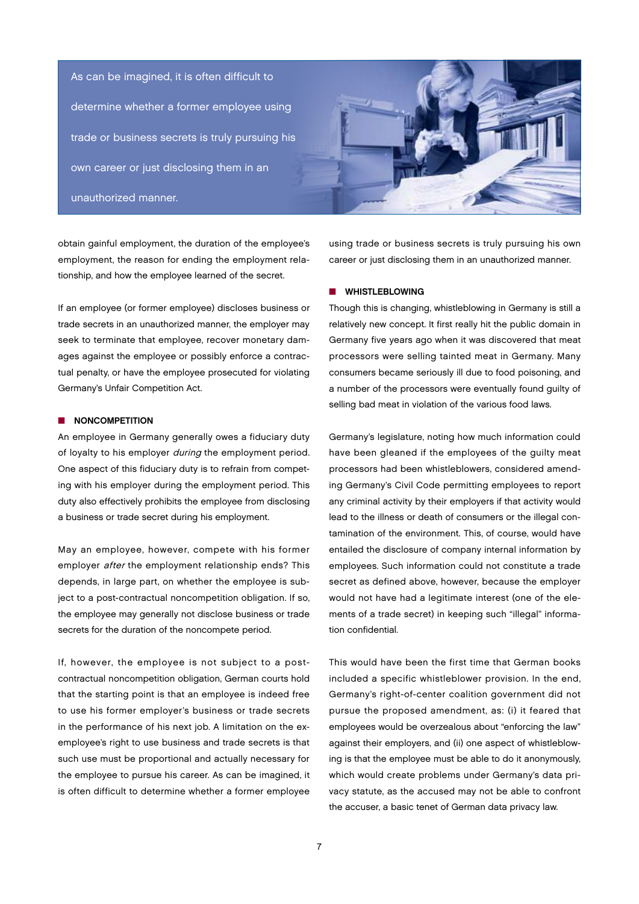> As can be imagined, it is often difficult to determine whether a former employee using trade or business secrets is truly pursuing his own career or just disclosing them in an unauthorized manner.

obtain gainful employment, the duration of the employee's employment, the reason for ending the employment relationship, and how the employee learned of the secret.

If an employee (or former employee) discloses business or trade secrets in an unauthorized manner, the employer may seek to terminate that employee, recover monetary damages against the employee or possibly enforce a contractual penalty, or have the employee prosecuted for violating Germany's Unfair Competition Act.

## NONCOMPETITION

An employee in Germany generally owes a fiduciary duty of loyalty to his employer *during* the employment period. One aspect of this fiduciary duty is to refrain from competing with his employer during the employment period. This duty also effectively prohibits the employee from disclosing a business or trade secret during his employment.

May an employee, however, compete with his former employer *after* the employment relationship ends? This depends, in large part, on whether the employee is subject to a post-contractual noncompetition obligation. If so, the employee may generally not disclose business or trade secrets for the duration of the noncompete period.

If, however, the employee is not subject to a post-contractual noncompetition obligation, German courts hold that the starting point is that an employee is indeed free to use his former employer's business or trade secrets in the performance of his next job. A limitation on the ex-employee's right to use business and trade secrets is that such use must be proportional and actually necessary for the employee to pursue his career. As can be imagined, it is often difficult to determine whether a former employee using trade or business secrets is truly pursuing his own career or just disclosing them in an unauthorized manner.

## WHISTLEBLOWING

Though this is changing, whistleblowing in Germany is still a relatively new concept. It first really hit the public domain in Germany five years ago when it was discovered that meat processors were selling tainted meat in Germany. Many consumers became seriously ill due to food poisoning, and a number of the processors were eventually found guilty of selling bad meat in violation of the various food laws.

Germany's legislature, noting how much information could have been gleaned if the employees of the guilty meat processors had been whistleblowers, considered amending Germany's Civil Code permitting employees to report any criminal activity by their employers if that activity would lead to the illness or death of consumers or the illegal contamination of the environment. This, of course, would have entailed the disclosure of company internal information by employees. Such information could not constitute a trade secret as defined above, however, because the employer would not have had a legitimate interest (one of the elements of a trade secret) in keeping such "illegal" information confidential.

This would have been the first time that German books included a specific whistleblower provision. In the end, Germany's right-of-center coalition government did not pursue the proposed amendment, as: (i) it feared that employees would be overzealous about "enforcing the law" against their employers, and (ii) one aspect of whistleblowing is that the employee must be able to do it anonymously, which would create problems under Germany's data privacy statute, as the accused may not be able to confront the accuser, a basic tenet of German data privacy law.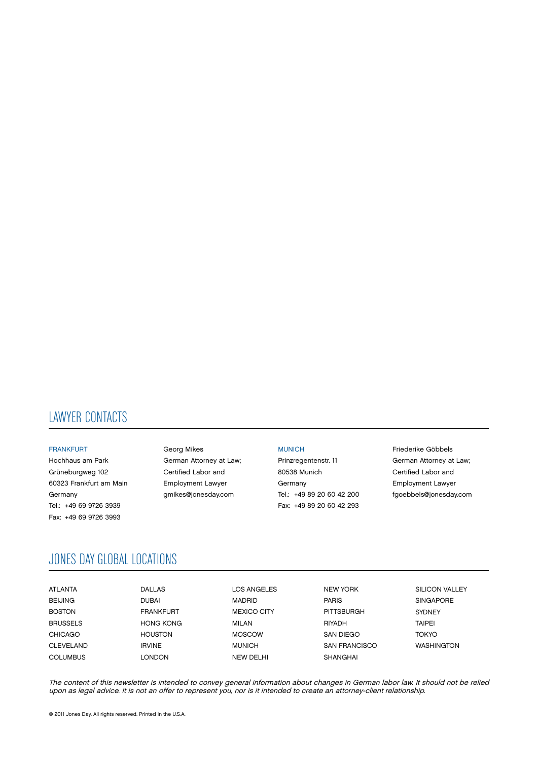## LAWYER CONTACTS

FRANKFURT
Hochhaus am Park
Grüneburgweg 102
60323 Frankfurt am Main
Germany
Tel.: +49 69 9726 3939
Fax: +49 69 9726 3993

Georg Mikes
German Attorney at Law;
Certified Labor and
Employment Lawyer
gmikes@jonesday.com

MUNICH
Prinzregentenstr. 11
80538 Munich
Germany
Tel.: +49 89 20 60 42 200
Fax: +49 89 20 60 42 293

Friederike Göbbels
German Attorney at Law;
Certified Labor and
Employment Lawyer
fgoebbels@jonesday.com

## JONES DAY GLOBAL LOCATIONS

| | | | | |
|---|---|---|---|---|
| ATLANTA | DALLAS | LOS ANGELES | NEW YORK | SILICON VALLEY |
| BEIJING | DUBAI | MADRID | PARIS | SINGAPORE |
| BOSTON | FRANKFURT | MEXICO CITY | PITTSBURGH | SYDNEY |
| BRUSSELS | HONG KONG | MILAN | RIYADH | TAIPEI |
| CHICAGO | HOUSTON | MOSCOW | SAN DIEGO | TOKYO |
| CLEVELAND | IRVINE | MUNICH | SAN FRANCISCO | WASHINGTON |
| COLUMBUS | LONDON | NEW DELHI | SHANGHAI | |

*The content of this newsletter is intended to convey general information about changes in German labor law. It should not be relied upon as legal advice. It is not an offer to represent you, nor is it intended to create an attorney-client relationship.*

© 2011 Jones Day. All rights reserved. Printed in the U.S.A.